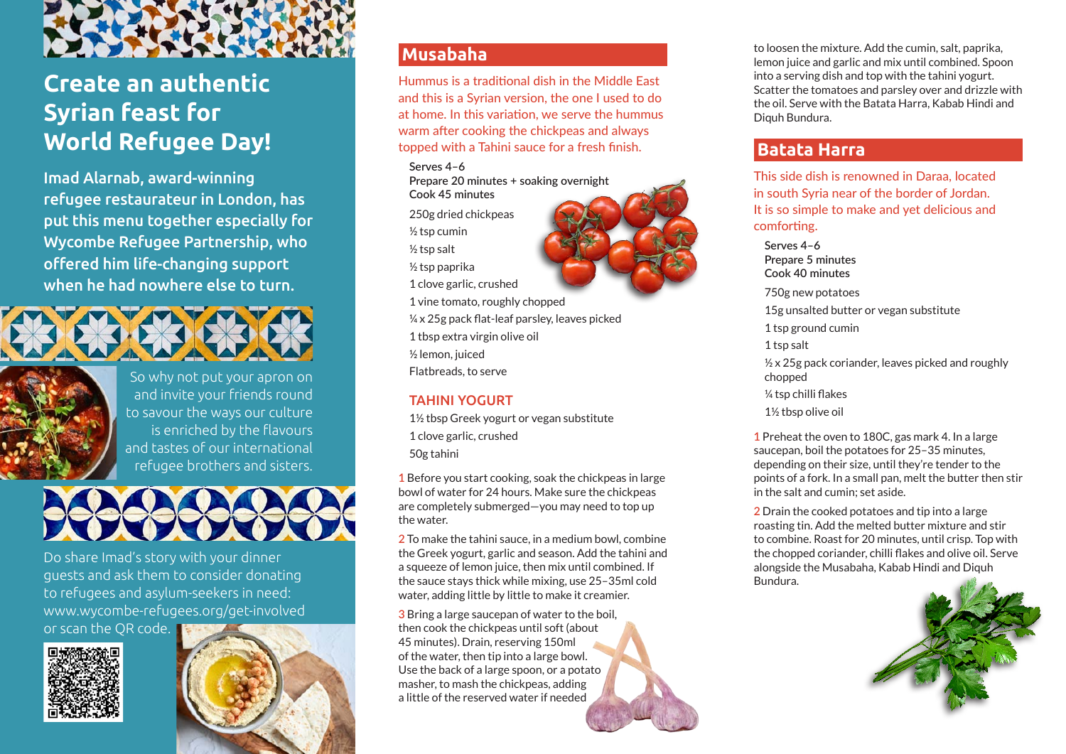# Create an authentic Syrian feast for World Refugee Day!

**Imad Alarnab, award-winning refugee restaurateur in London, has put this menu together especially for Wycombe Refugee Partnership, who offered him life-changing support when he had nowhere else to turn.**

So why not put your apron on and invite your friends round to savour the ways our culture is enriched by the flavours and tastes of our international refugee brothers and sisters.

Do share Imad's story with your dinner guests and ask them to consider donating to refugees and asylum-seekers in need: www.wycombe-refugees.org/get-involved or scan the QR code.

## Musabaha

Hummus is a traditional dish in the Middle East and this is a Syrian version, the one I used to do at home. In this variation, we serve the hummus warm after cooking the chickpeas and always topped with a Tahini sauce for a fresh finish.

Serves 4–6
Prepare 20 minutes + soaking overnight
Cook 45 minutes

- 250g dried chickpeas
- ½ tsp cumin
- ½ tsp salt
- ½ tsp paprika
- 1 clove garlic, crushed
- 1 vine tomato, roughly chopped
- ¼ x 25g pack flat-leaf parsley, leaves picked
- 1 tbsp extra virgin olive oil
- ½ lemon, juiced
- Flatbreads, to serve

### TAHINI YOGURT

- 1½ tbsp Greek yogurt or vegan substitute
- 1 clove garlic, crushed
- 50g tahini

1 Before you start cooking, soak the chickpeas in large bowl of water for 24 hours. Make sure the chickpeas are completely submerged—you may need to top up the water.

2 To make the tahini sauce, in a medium bowl, combine the Greek yogurt, garlic and season. Add the tahini and a squeeze of lemon juice, then mix until combined. If the sauce stays thick while mixing, use 25–35ml cold water, adding little by little to make it creamier.

3 Bring a large saucepan of water to the boil, then cook the chickpeas until soft (about 45 minutes). Drain, reserving 150ml of the water, then tip into a large bowl. Use the back of a large spoon, or a potato masher, to mash the chickpeas, adding a little of the reserved water if needed to loosen the mixture. Add the cumin, salt, paprika, lemon juice and garlic and mix until combined. Spoon into a serving dish and top with the tahini yogurt. Scatter the tomatoes and parsley over and drizzle with the oil. Serve with the Batata Harra, Kabab Hindi and Diquh Bundura.

## Batata Harra

This side dish is renowned in Daraa, located in south Syria near of the border of Jordan. It is so simple to make and yet delicious and comforting.

Serves 4–6
Prepare 5 minutes
Cook 40 minutes

- 750g new potatoes
- 15g unsalted butter or vegan substitute
- 1 tsp ground cumin
- 1 tsp salt
- ½ x 25g pack coriander, leaves picked and roughly chopped
- ¼ tsp chilli flakes
- 1½ tbsp olive oil

1 Preheat the oven to 180C, gas mark 4. In a large saucepan, boil the potatoes for 25–35 minutes, depending on their size, until they're tender to the points of a fork. In a small pan, melt the butter then stir in the salt and cumin; set aside.

2 Drain the cooked potatoes and tip into a large roasting tin. Add the melted butter mixture and stir to combine. Roast for 20 minutes, until crisp. Top with the chopped coriander, chilli flakes and olive oil. Serve alongside the Musabaha, Kabab Hindi and Diquh Bundura.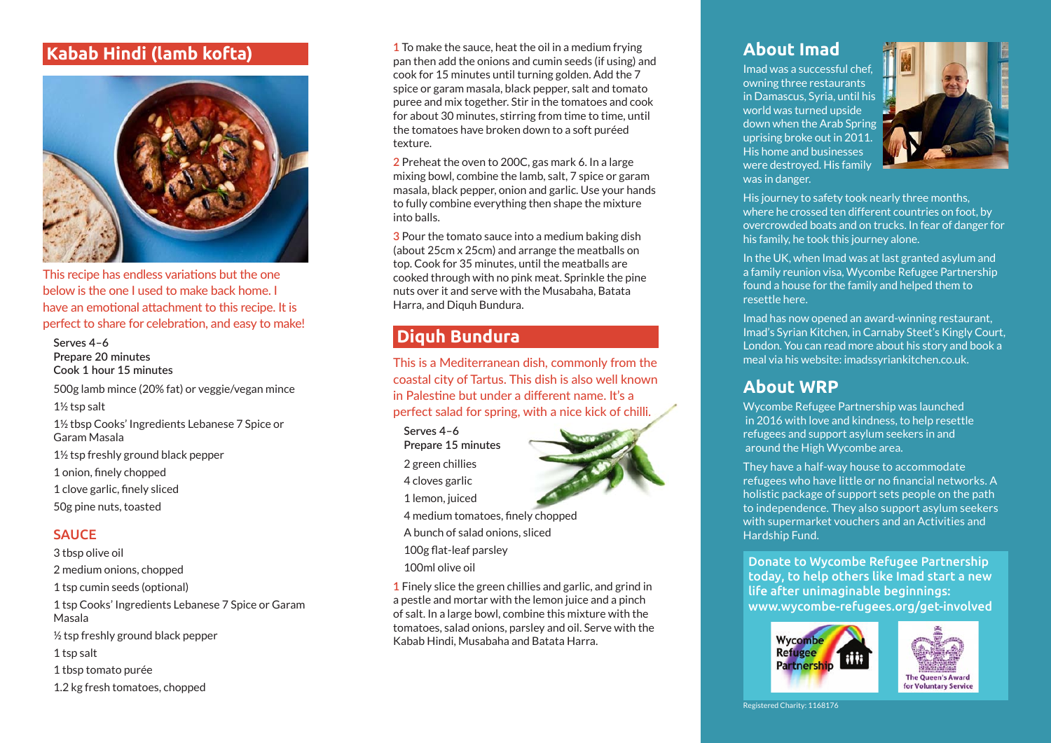## Kabab Hindi (lamb kofta)

This recipe has endless variations but the one below is the one I used to make back home. I have an emotional attachment to this recipe. It is perfect to share for celebration, and easy to make!

**Serves 4–6**
**Prepare 20 minutes**
**Cook 1 hour 15 minutes**

500g lamb mince (20% fat) or veggie/vegan mince

1½ tsp salt

1½ tbsp Cooks' Ingredients Lebanese 7 Spice or Garam Masala

1½ tsp freshly ground black pepper

1 onion, finely chopped

1 clove garlic, finely sliced

50g pine nuts, toasted

### SAUCE

3 tbsp olive oil

2 medium onions, chopped

1 tsp cumin seeds (optional)

1 tsp Cooks' Ingredients Lebanese 7 Spice or Garam Masala

½ tsp freshly ground black pepper

1 tsp salt

1 tbsp tomato purée

1.2 kg fresh tomatoes, chopped

1 To make the sauce, heat the oil in a medium frying pan then add the onions and cumin seeds (if using) and cook for 15 minutes until turning golden. Add the 7 spice or garam masala, black pepper, salt and tomato puree and mix together. Stir in the tomatoes and cook for about 30 minutes, stirring from time to time, until the tomatoes have broken down to a soft puréed texture.

2 Preheat the oven to 200C, gas mark 6. In a large mixing bowl, combine the lamb, salt, 7 spice or garam masala, black pepper, onion and garlic. Use your hands to fully combine everything then shape the mixture into balls.

3 Pour the tomato sauce into a medium baking dish (about 25cm x 25cm) and arrange the meatballs on top. Cook for 35 minutes, until the meatballs are cooked through with no pink meat. Sprinkle the pine nuts over it and serve with the Musabaha, Batata Harra, and Diquh Bundura.

## Diquh Bundura

This is a Mediterranean dish, commonly from the coastal city of Tartus. This dish is also well known in Palestine but under a different name. It's a perfect salad for spring, with a nice kick of chilli.

**Serves 4–6**
**Prepare 15 minutes**

2 green chillies

4 cloves garlic

1 lemon, juiced

4 medium tomatoes, finely chopped

A bunch of salad onions, sliced

100g flat-leaf parsley

100ml olive oil

1 Finely slice the green chillies and garlic, and grind in a pestle and mortar with the lemon juice and a pinch of salt. In a large bowl, combine this mixture with the tomatoes, salad onions, parsley and oil. Serve with the Kabab Hindi, Musabaha and Batata Harra.

## About Imad

Imad was a successful chef, owning three restaurants in Damascus, Syria, until his world was turned upside down when the Arab Spring uprising broke out in 2011. His home and businesses were destroyed. His family was in danger.

His journey to safety took nearly three months, where he crossed ten different countries on foot, by overcrowded boats and on trucks. In fear of danger for his family, he took this journey alone.

In the UK, when Imad was at last granted asylum and a family reunion visa, Wycombe Refugee Partnership found a house for the family and helped them to resettle here.

Imad has now opened an award-winning restaurant, Imad's Syrian Kitchen, in Carnaby Steet's Kingly Court, London. You can read more about his story and book a meal via his website: imadssyriankitchen.co.uk.

## About WRP

Wycombe Refugee Partnership was launched in 2016 with love and kindness, to help resettle refugees and support asylum seekers in and around the High Wycombe area.

They have a half-way house to accommodate refugees who have little or no financial networks. A holistic package of support sets people on the path to independence. They also support asylum seekers with supermarket vouchers and an Activities and Hardship Fund.

**Donate to Wycombe Refugee Partnership today, to help others like Imad start a new life after unimaginable beginnings: www.wycombe-refugees.org/get-involved**

Wycombe Refugee Partnership

The Queen's Award for Voluntary Service

Registered Charity: 1168176